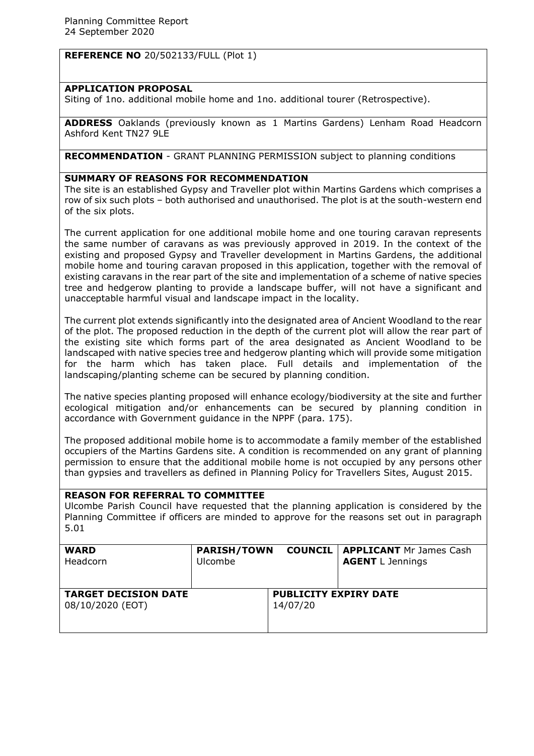Planning Committee Report
24 September 2020

**REFERENCE NO** 20/502133/FULL (Plot 1)

**APPLICATION PROPOSAL**

Siting of 1no. additional mobile home and 1no. additional tourer (Retrospective).

**ADDRESS** Oaklands (previously known as 1 Martins Gardens) Lenham Road Headcorn Ashford Kent TN27 9LE

**RECOMMENDATION** - GRANT PLANNING PERMISSION subject to planning conditions

**SUMMARY OF REASONS FOR RECOMMENDATION**

The site is an established Gypsy and Traveller plot within Martins Gardens which comprises a row of six such plots – both authorised and unauthorised. The plot is at the south-western end of the six plots.

The current application for one additional mobile home and one touring caravan represents the same number of caravans as was previously approved in 2019. In the context of the existing and proposed Gypsy and Traveller development in Martins Gardens, the additional mobile home and touring caravan proposed in this application, together with the removal of existing caravans in the rear part of the site and implementation of a scheme of native species tree and hedgerow planting to provide a landscape buffer, will not have a significant and unacceptable harmful visual and landscape impact in the locality.

The current plot extends significantly into the designated area of Ancient Woodland to the rear of the plot. The proposed reduction in the depth of the current plot will allow the rear part of the existing site which forms part of the area designated as Ancient Woodland to be landscaped with native species tree and hedgerow planting which will provide some mitigation for the harm which has taken place. Full details and implementation of the landscaping/planting scheme can be secured by planning condition.

The native species planting proposed will enhance ecology/biodiversity at the site and further ecological mitigation and/or enhancements can be secured by planning condition in accordance with Government guidance in the NPPF (para. 175).

The proposed additional mobile home is to accommodate a family member of the established occupiers of the Martins Gardens site. A condition is recommended on any grant of planning permission to ensure that the additional mobile home is not occupied by any persons other than gypsies and travellers as defined in Planning Policy for Travellers Sites, August 2015.

**REASON FOR REFERRAL TO COMMITTEE**

Ulcombe Parish Council have requested that the planning application is considered by the Planning Committee if officers are minded to approve for the reasons set out in paragraph 5.01

| **WARD** Headcorn | **PARISH/TOWN COUNCIL** Ulcombe | **APPLICANT** Mr James Cash **AGENT** L Jennings |
|---|---|---|
| **TARGET DECISION DATE** 08/10/2020 (EOT) | **PUBLICITY EXPIRY DATE** 14/07/20 | |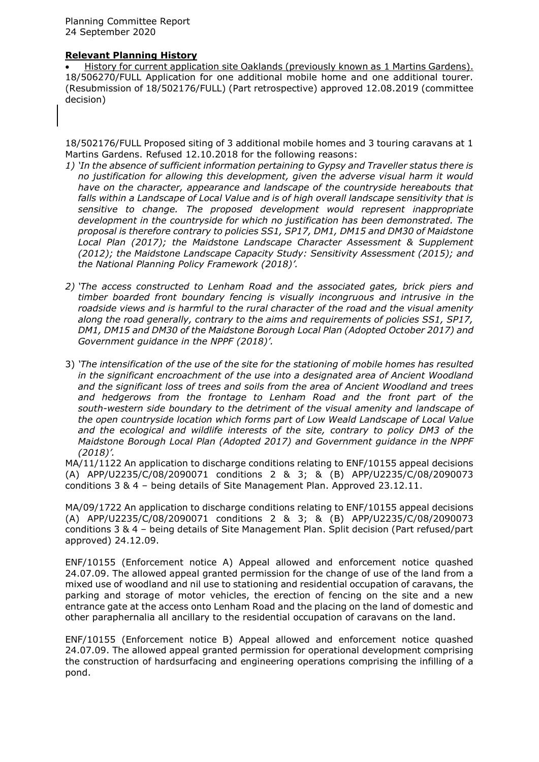## Relevant Planning History

- History for current application site Oaklands (previously known as 1 Martins Gardens).

18/506270/FULL Application for one additional mobile home and one additional tourer. (Resubmission of 18/502176/FULL) (Part retrospective) approved 12.08.2019 (committee decision)

18/502176/FULL Proposed siting of 3 additional mobile homes and 3 touring caravans at 1 Martins Gardens. Refused 12.10.2018 for the following reasons:

1) *'In the absence of sufficient information pertaining to Gypsy and Traveller status there is no justification for allowing this development, given the adverse visual harm it would have on the character, appearance and landscape of the countryside hereabouts that falls within a Landscape of Local Value and is of high overall landscape sensitivity that is sensitive to change. The proposed development would represent inappropriate development in the countryside for which no justification has been demonstrated. The proposal is therefore contrary to policies SS1, SP17, DM1, DM15 and DM30 of Maidstone Local Plan (2017); the Maidstone Landscape Character Assessment & Supplement (2012); the Maidstone Landscape Capacity Study: Sensitivity Assessment (2015); and the National Planning Policy Framework (2018)'.*

2) *'The access constructed to Lenham Road and the associated gates, brick piers and timber boarded front boundary fencing is visually incongruous and intrusive in the roadside views and is harmful to the rural character of the road and the visual amenity along the road generally, contrary to the aims and requirements of policies SS1, SP17, DM1, DM15 and DM30 of the Maidstone Borough Local Plan (Adopted October 2017) and Government guidance in the NPPF (2018)'.*

3) *'The intensification of the use of the site for the stationing of mobile homes has resulted in the significant encroachment of the use into a designated area of Ancient Woodland and the significant loss of trees and soils from the area of Ancient Woodland and trees and hedgerows from the frontage to Lenham Road and the front part of the south-western side boundary to the detriment of the visual amenity and landscape of the open countryside location which forms part of Low Weald Landscape of Local Value and the ecological and wildlife interests of the site, contrary to policy DM3 of the Maidstone Borough Local Plan (Adopted 2017) and Government guidance in the NPPF (2018)'.*

MA/11/1122 An application to discharge conditions relating to ENF/10155 appeal decisions (A) APP/U2235/C/08/2090071 conditions 2 & 3; & (B) APP/U2235/C/08/2090073 conditions 3 & 4 – being details of Site Management Plan. Approved 23.12.11.

MA/09/1722 An application to discharge conditions relating to ENF/10155 appeal decisions (A) APP/U2235/C/08/2090071 conditions 2 & 3; & (B) APP/U2235/C/08/2090073 conditions 3 & 4 – being details of Site Management Plan. Split decision (Part refused/part approved) 24.12.09.

ENF/10155 (Enforcement notice A) Appeal allowed and enforcement notice quashed 24.07.09. The allowed appeal granted permission for the change of use of the land from a mixed use of woodland and nil use to stationing and residential occupation of caravans, the parking and storage of motor vehicles, the erection of fencing on the site and a new entrance gate at the access onto Lenham Road and the placing on the land of domestic and other paraphernalia all ancillary to the residential occupation of caravans on the land.

ENF/10155 (Enforcement notice B) Appeal allowed and enforcement notice quashed 24.07.09. The allowed appeal granted permission for operational development comprising the construction of hardsurfacing and engineering operations comprising the infilling of a pond.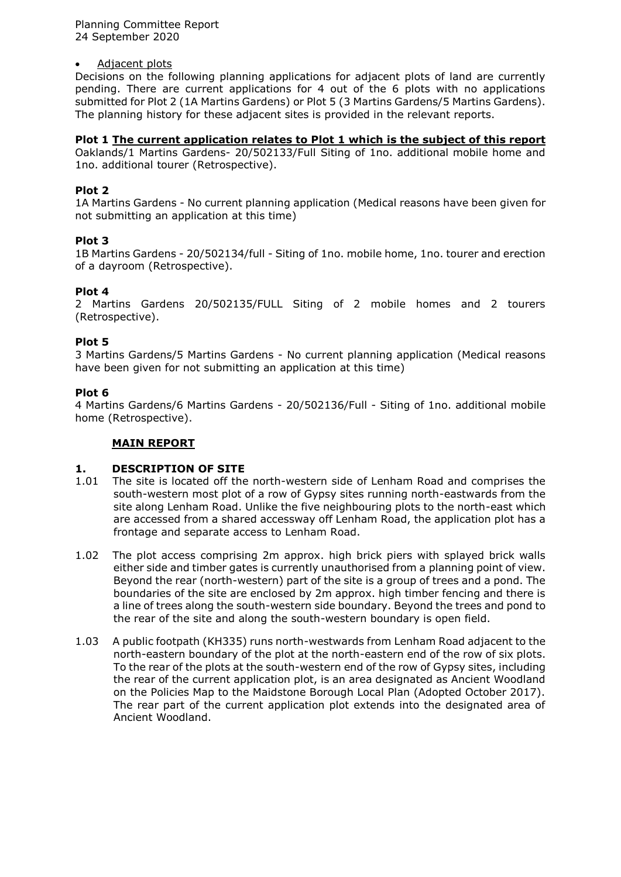- Adjacent plots

Decisions on the following planning applications for adjacent plots of land are currently pending. There are current applications for 4 out of the 6 plots with no applications submitted for Plot 2 (1A Martins Gardens) or Plot 5 (3 Martins Gardens/5 Martins Gardens). The planning history for these adjacent sites is provided in the relevant reports.

**Plot 1 The current application relates to Plot 1 which is the subject of this report**
Oaklands/1 Martins Gardens- 20/502133/Full Siting of 1no. additional mobile home and 1no. additional tourer (Retrospective).

**Plot 2**
1A Martins Gardens - No current planning application (Medical reasons have been given for not submitting an application at this time)

**Plot 3**
1B Martins Gardens - 20/502134/full - Siting of 1no. mobile home, 1no. tourer and erection of a dayroom (Retrospective).

**Plot 4**
2 Martins Gardens 20/502135/FULL Siting of 2 mobile homes and 2 tourers (Retrospective).

**Plot 5**
3 Martins Gardens/5 Martins Gardens - No current planning application (Medical reasons have been given for not submitting an application at this time)

**Plot 6**
4 Martins Gardens/6 Martins Gardens - 20/502136/Full - Siting of 1no. additional mobile home (Retrospective).

## MAIN REPORT

### 1. DESCRIPTION OF SITE

1.01 The site is located off the north-western side of Lenham Road and comprises the south-western most plot of a row of Gypsy sites running north-eastwards from the site along Lenham Road. Unlike the five neighbouring plots to the north-east which are accessed from a shared accessway off Lenham Road, the application plot has a frontage and separate access to Lenham Road.

1.02 The plot access comprising 2m approx. high brick piers with splayed brick walls either side and timber gates is currently unauthorised from a planning point of view. Beyond the rear (north-western) part of the site is a group of trees and a pond. The boundaries of the site are enclosed by 2m approx. high timber fencing and there is a line of trees along the south-western side boundary. Beyond the trees and pond to the rear of the site and along the south-western boundary is open field.

1.03 A public footpath (KH335) runs north-westwards from Lenham Road adjacent to the north-eastern boundary of the plot at the north-eastern end of the row of six plots. To the rear of the plots at the south-western end of the row of Gypsy sites, including the rear of the current application plot, is an area designated as Ancient Woodland on the Policies Map to the Maidstone Borough Local Plan (Adopted October 2017). The rear part of the current application plot extends into the designated area of Ancient Woodland.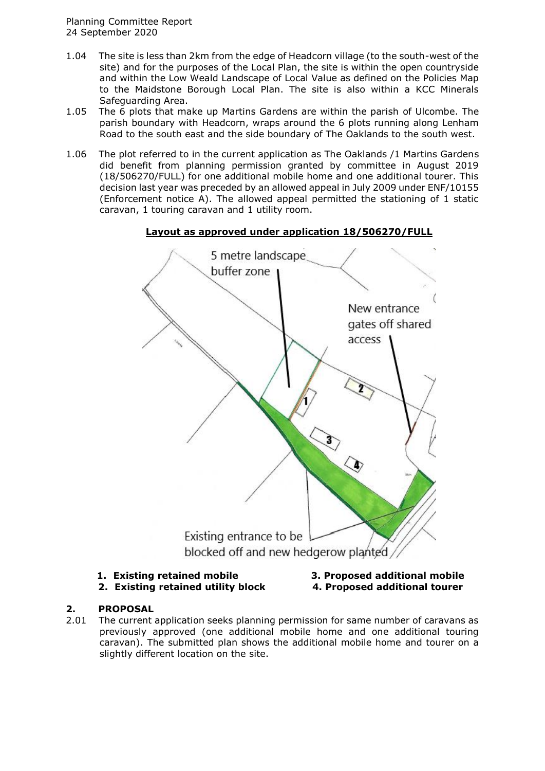1.04 The site is less than 2km from the edge of Headcorn village (to the south-west of the site) and for the purposes of the Local Plan, the site is within the open countryside and within the Low Weald Landscape of Local Value as defined on the Policies Map to the Maidstone Borough Local Plan. The site is also within a KCC Minerals Safeguarding Area.

1.05 The 6 plots that make up Martins Gardens are within the parish of Ulcombe. The parish boundary with Headcorn, wraps around the 6 plots running along Lenham Road to the south east and the side boundary of The Oaklands to the south west.

1.06 The plot referred to in the current application as The Oaklands /1 Martins Gardens did benefit from planning permission granted by committee in August 2019 (18/506270/FULL) for one additional mobile home and one additional tourer. This decision last year was preceded by an allowed appeal in July 2009 under ENF/10155 (Enforcement notice A). The allowed appeal permitted the stationing of 1 static caravan, 1 touring caravan and 1 utility room.

**Layout as approved under application 18/506270/FULL**

5 metre landscape buffer zone

New entrance gates off shared access

Existing entrance to be blocked off and new hedgerow planted

1. **Existing retained mobile**
2. **Existing retained utility block**
3. **Proposed additional mobile**
4. **Proposed additional tourer**

## 2. PROPOSAL

2.01 The current application seeks planning permission for same number of caravans as previously approved (one additional mobile home and one additional touring caravan). The submitted plan shows the additional mobile home and tourer on a slightly different location on the site.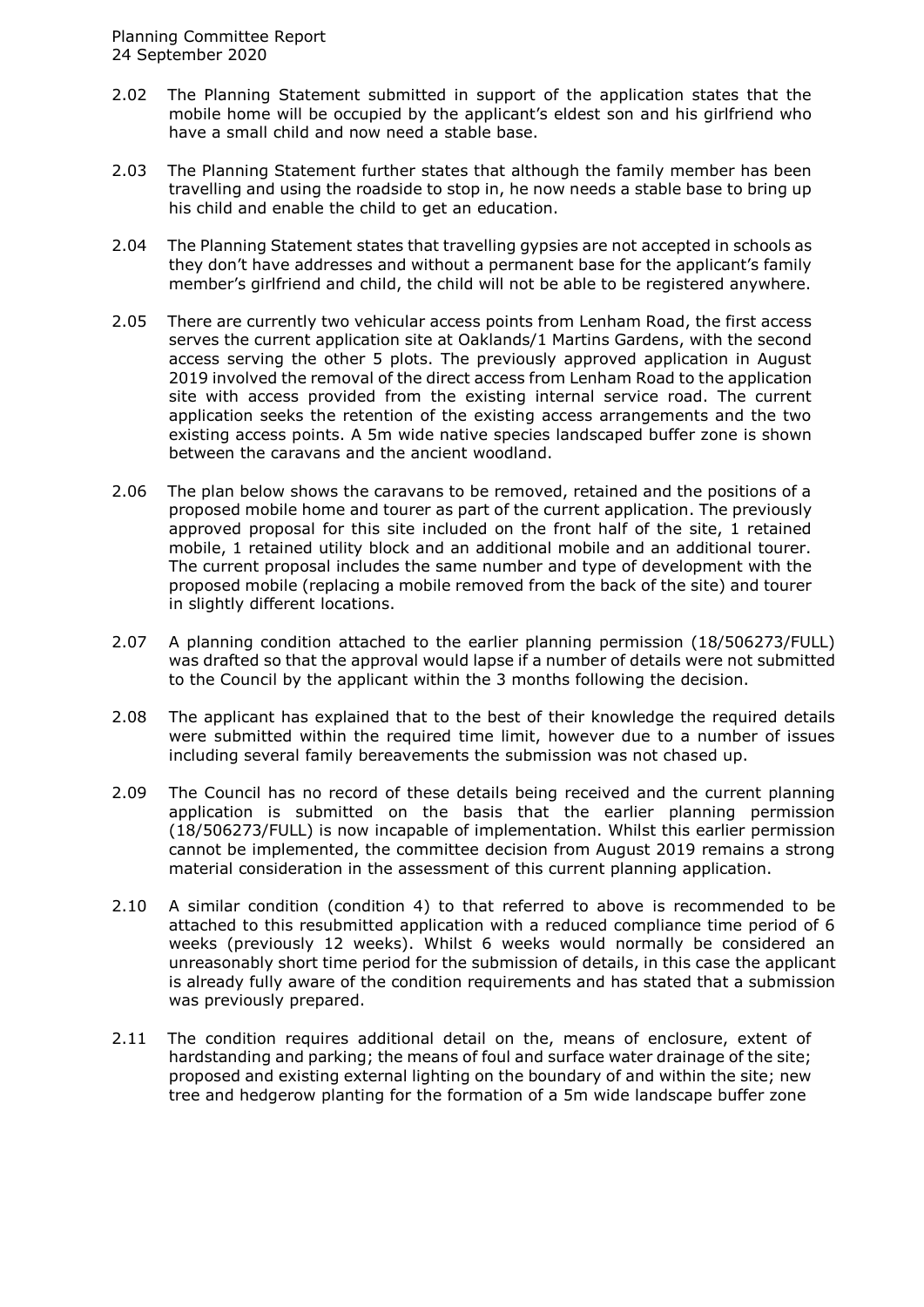2.02 The Planning Statement submitted in support of the application states that the mobile home will be occupied by the applicant's eldest son and his girlfriend who have a small child and now need a stable base.

2.03 The Planning Statement further states that although the family member has been travelling and using the roadside to stop in, he now needs a stable base to bring up his child and enable the child to get an education.

2.04 The Planning Statement states that travelling gypsies are not accepted in schools as they don't have addresses and without a permanent base for the applicant's family member's girlfriend and child, the child will not be able to be registered anywhere.

2.05 There are currently two vehicular access points from Lenham Road, the first access serves the current application site at Oaklands/1 Martins Gardens, with the second access serving the other 5 plots. The previously approved application in August 2019 involved the removal of the direct access from Lenham Road to the application site with access provided from the existing internal service road. The current application seeks the retention of the existing access arrangements and the two existing access points. A 5m wide native species landscaped buffer zone is shown between the caravans and the ancient woodland.

2.06 The plan below shows the caravans to be removed, retained and the positions of a proposed mobile home and tourer as part of the current application. The previously approved proposal for this site included on the front half of the site, 1 retained mobile, 1 retained utility block and an additional mobile and an additional tourer. The current proposal includes the same number and type of development with the proposed mobile (replacing a mobile removed from the back of the site) and tourer in slightly different locations.

2.07 A planning condition attached to the earlier planning permission (18/506273/FULL) was drafted so that the approval would lapse if a number of details were not submitted to the Council by the applicant within the 3 months following the decision.

2.08 The applicant has explained that to the best of their knowledge the required details were submitted within the required time limit, however due to a number of issues including several family bereavements the submission was not chased up.

2.09 The Council has no record of these details being received and the current planning application is submitted on the basis that the earlier planning permission (18/506273/FULL) is now incapable of implementation. Whilst this earlier permission cannot be implemented, the committee decision from August 2019 remains a strong material consideration in the assessment of this current planning application.

2.10 A similar condition (condition 4) to that referred to above is recommended to be attached to this resubmitted application with a reduced compliance time period of 6 weeks (previously 12 weeks). Whilst 6 weeks would normally be considered an unreasonably short time period for the submission of details, in this case the applicant is already fully aware of the condition requirements and has stated that a submission was previously prepared.

2.11 The condition requires additional detail on the, means of enclosure, extent of hardstanding and parking; the means of foul and surface water drainage of the site; proposed and existing external lighting on the boundary of and within the site; new tree and hedgerow planting for the formation of a 5m wide landscape buffer zone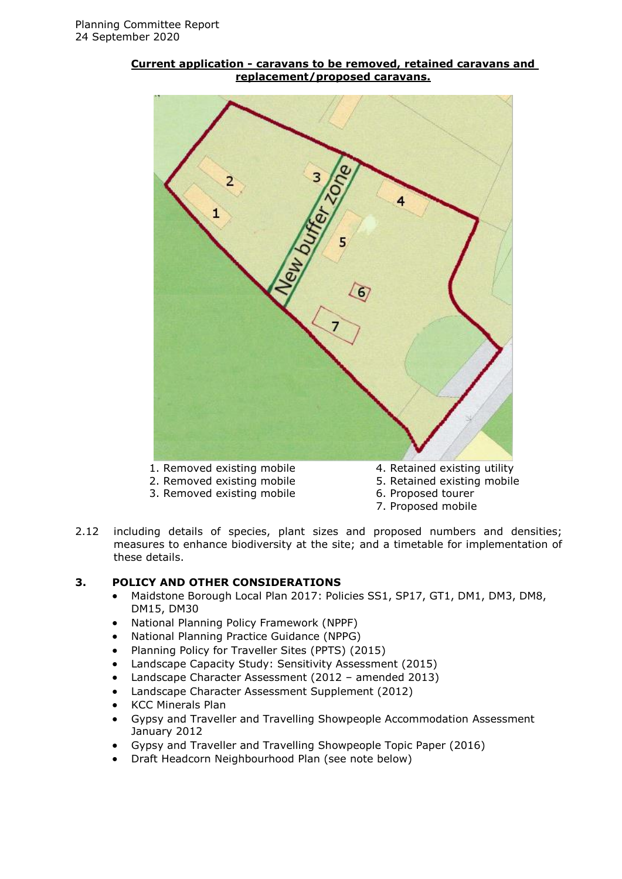**Current application - caravans to be removed, retained caravans and replacement/proposed caravans.**

1. Removed existing mobile
2. Removed existing mobile
3. Removed existing mobile
4. Retained existing utility
5. Retained existing mobile
6. Proposed tourer
7. Proposed mobile

2.12 including details of species, plant sizes and proposed numbers and densities; measures to enhance biodiversity at the site; and a timetable for implementation of these details.

## 3. POLICY AND OTHER CONSIDERATIONS

- Maidstone Borough Local Plan 2017: Policies SS1, SP17, GT1, DM1, DM3, DM8, DM15, DM30
- National Planning Policy Framework (NPPF)
- National Planning Practice Guidance (NPPG)
- Planning Policy for Traveller Sites (PPTS) (2015)
- Landscape Capacity Study: Sensitivity Assessment (2015)
- Landscape Character Assessment (2012 – amended 2013)
- Landscape Character Assessment Supplement (2012)
- KCC Minerals Plan
- Gypsy and Traveller and Travelling Showpeople Accommodation Assessment January 2012
- Gypsy and Traveller and Travelling Showpeople Topic Paper (2016)
- Draft Headcorn Neighbourhood Plan (see note below)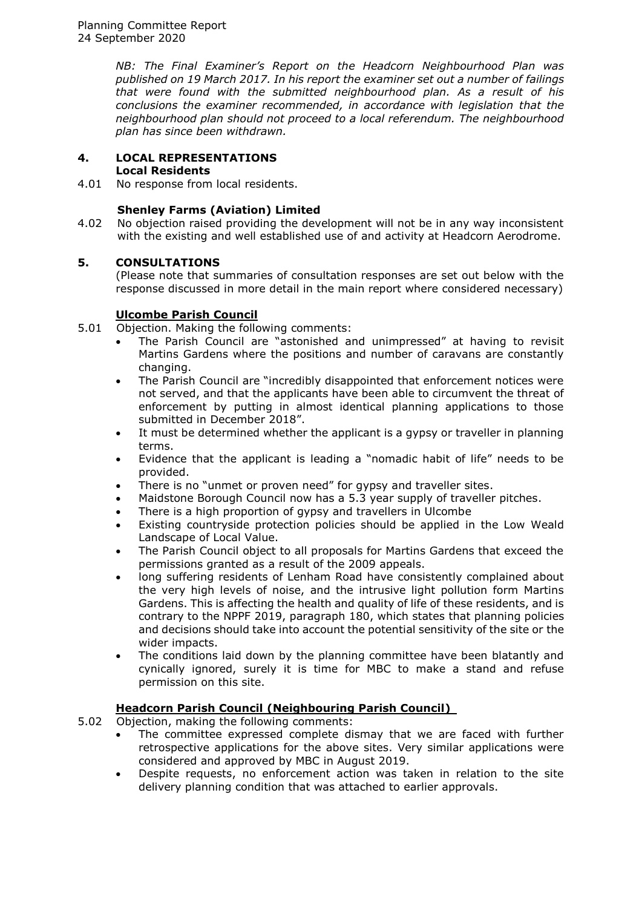*NB: The Final Examiner's Report on the Headcorn Neighbourhood Plan was published on 19 March 2017. In his report the examiner set out a number of failings that were found with the submitted neighbourhood plan. As a result of his conclusions the examiner recommended, in accordance with legislation that the neighbourhood plan should not proceed to a local referendum. The neighbourhood plan has since been withdrawn.*

## 4. LOCAL REPRESENTATIONS

**Local Residents**

4.01 No response from local residents.

**Shenley Farms (Aviation) Limited**

4.02 No objection raised providing the development will not be in any way inconsistent with the existing and well established use of and activity at Headcorn Aerodrome.

## 5. CONSULTATIONS

(Please note that summaries of consultation responses are set out below with the response discussed in more detail in the main report where considered necessary)

**Ulcombe Parish Council**

5.01 Objection. Making the following comments:

- The Parish Council are "astonished and unimpressed" at having to revisit Martins Gardens where the positions and number of caravans are constantly changing.
- The Parish Council are "incredibly disappointed that enforcement notices were not served, and that the applicants have been able to circumvent the threat of enforcement by putting in almost identical planning applications to those submitted in December 2018".
- It must be determined whether the applicant is a gypsy or traveller in planning terms.
- Evidence that the applicant is leading a "nomadic habit of life" needs to be provided.
- There is no "unmet or proven need" for gypsy and traveller sites.
- Maidstone Borough Council now has a 5.3 year supply of traveller pitches.
- There is a high proportion of gypsy and travellers in Ulcombe
- Existing countryside protection policies should be applied in the Low Weald Landscape of Local Value.
- The Parish Council object to all proposals for Martins Gardens that exceed the permissions granted as a result of the 2009 appeals.
- long suffering residents of Lenham Road have consistently complained about the very high levels of noise, and the intrusive light pollution form Martins Gardens. This is affecting the health and quality of life of these residents, and is contrary to the NPPF 2019, paragraph 180, which states that planning policies and decisions should take into account the potential sensitivity of the site or the wider impacts.
- The conditions laid down by the planning committee have been blatantly and cynically ignored, surely it is time for MBC to make a stand and refuse permission on this site.

**Headcorn Parish Council (Neighbouring Parish Council)**

5.02 Objection, making the following comments:

- The committee expressed complete dismay that we are faced with further retrospective applications for the above sites. Very similar applications were considered and approved by MBC in August 2019.
- Despite requests, no enforcement action was taken in relation to the site delivery planning condition that was attached to earlier approvals.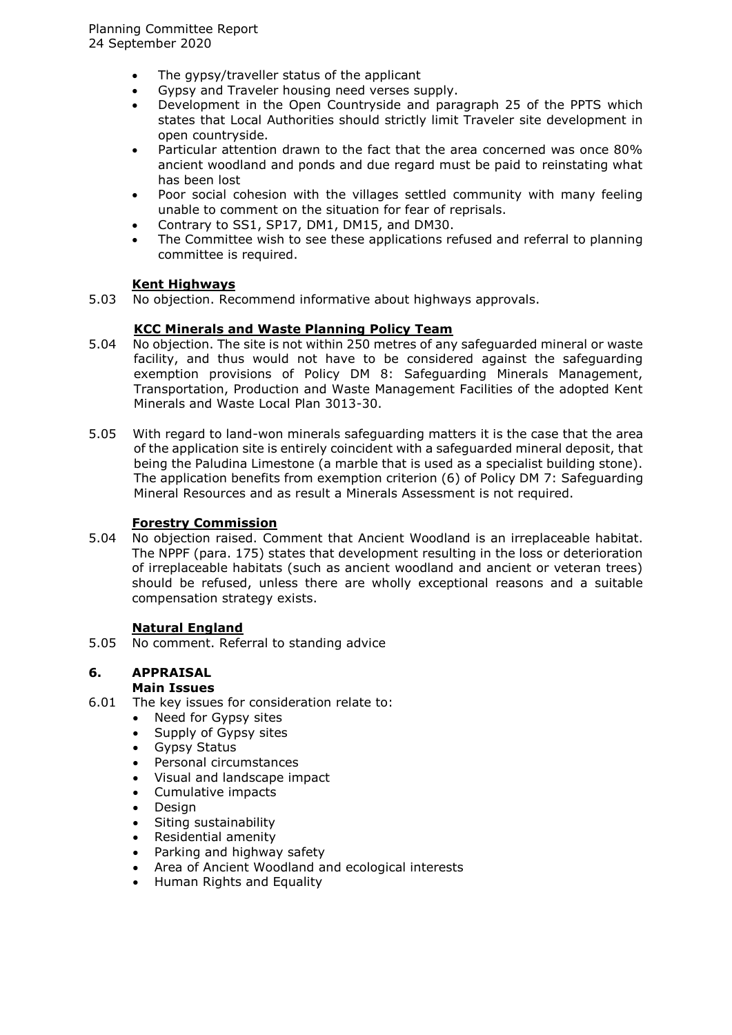- The gypsy/traveller status of the applicant
- Gypsy and Traveler housing need verses supply.
- Development in the Open Countryside and paragraph 25 of the PPTS which states that Local Authorities should strictly limit Traveler site development in open countryside.
- Particular attention drawn to the fact that the area concerned was once 80% ancient woodland and ponds and due regard must be paid to reinstating what has been lost
- Poor social cohesion with the villages settled community with many feeling unable to comment on the situation for fear of reprisals.
- Contrary to SS1, SP17, DM1, DM15, and DM30.
- The Committee wish to see these applications refused and referral to planning committee is required.

**Kent Highways**

5.03 No objection. Recommend informative about highways approvals.

**KCC Minerals and Waste Planning Policy Team**

5.04 No objection. The site is not within 250 metres of any safeguarded mineral or waste facility, and thus would not have to be considered against the safeguarding exemption provisions of Policy DM 8: Safeguarding Minerals Management, Transportation, Production and Waste Management Facilities of the adopted Kent Minerals and Waste Local Plan 3013-30.

5.05 With regard to land-won minerals safeguarding matters it is the case that the area of the application site is entirely coincident with a safeguarded mineral deposit, that being the Paludina Limestone (a marble that is used as a specialist building stone). The application benefits from exemption criterion (6) of Policy DM 7: Safeguarding Mineral Resources and as result a Minerals Assessment is not required.

**Forestry Commission**

5.04 No objection raised. Comment that Ancient Woodland is an irreplaceable habitat. The NPPF (para. 175) states that development resulting in the loss or deterioration of irreplaceable habitats (such as ancient woodland and ancient or veteran trees) should be refused, unless there are wholly exceptional reasons and a suitable compensation strategy exists.

**Natural England**

5.05 No comment. Referral to standing advice

## 6. APPRAISAL

**Main Issues**

6.01 The key issues for consideration relate to:

- Need for Gypsy sites
- Supply of Gypsy sites
- Gypsy Status
- Personal circumstances
- Visual and landscape impact
- Cumulative impacts
- Design
- Siting sustainability
- Residential amenity
- Parking and highway safety
- Area of Ancient Woodland and ecological interests
- Human Rights and Equality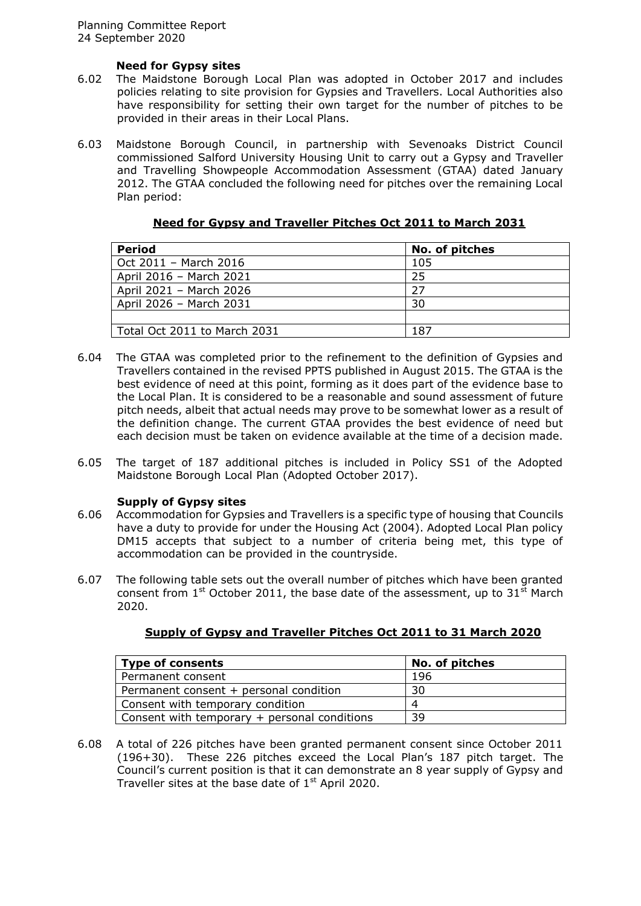**Need for Gypsy sites**

6.02 The Maidstone Borough Local Plan was adopted in October 2017 and includes policies relating to site provision for Gypsies and Travellers. Local Authorities also have responsibility for setting their own target for the number of pitches to be provided in their areas in their Local Plans.

6.03 Maidstone Borough Council, in partnership with Sevenoaks District Council commissioned Salford University Housing Unit to carry out a Gypsy and Traveller and Travelling Showpeople Accommodation Assessment (GTAA) dated January 2012. The GTAA concluded the following need for pitches over the remaining Local Plan period:

**Need for Gypsy and Traveller Pitches Oct 2011 to March 2031**

| Period | No. of pitches |
|---|---|
| Oct 2011 – March 2016 | 105 |
| April 2016 – March 2021 | 25 |
| April 2021 – March 2026 | 27 |
| April 2026 – March 2031 | 30 |
| | |
| Total Oct 2011 to March 2031 | 187 |

6.04 The GTAA was completed prior to the refinement to the definition of Gypsies and Travellers contained in the revised PPTS published in August 2015. The GTAA is the best evidence of need at this point, forming as it does part of the evidence base to the Local Plan. It is considered to be a reasonable and sound assessment of future pitch needs, albeit that actual needs may prove to be somewhat lower as a result of the definition change. The current GTAA provides the best evidence of need but each decision must be taken on evidence available at the time of a decision made.

6.05 The target of 187 additional pitches is included in Policy SS1 of the Adopted Maidstone Borough Local Plan (Adopted October 2017).

**Supply of Gypsy sites**

6.06 Accommodation for Gypsies and Travellers is a specific type of housing that Councils have a duty to provide for under the Housing Act (2004). Adopted Local Plan policy DM15 accepts that subject to a number of criteria being met, this type of accommodation can be provided in the countryside.

6.07 The following table sets out the overall number of pitches which have been granted consent from 1st October 2011, the base date of the assessment, up to 31st March 2020.

**Supply of Gypsy and Traveller Pitches Oct 2011 to 31 March 2020**

| Type of consents | No. of pitches |
|---|---|
| Permanent consent | 196 |
| Permanent consent + personal condition | 30 |
| Consent with temporary condition | 4 |
| Consent with temporary + personal conditions | 39 |

6.08 A total of 226 pitches have been granted permanent consent since October 2011 (196+30). These 226 pitches exceed the Local Plan's 187 pitch target. The Council's current position is that it can demonstrate an 8 year supply of Gypsy and Traveller sites at the base date of 1st April 2020.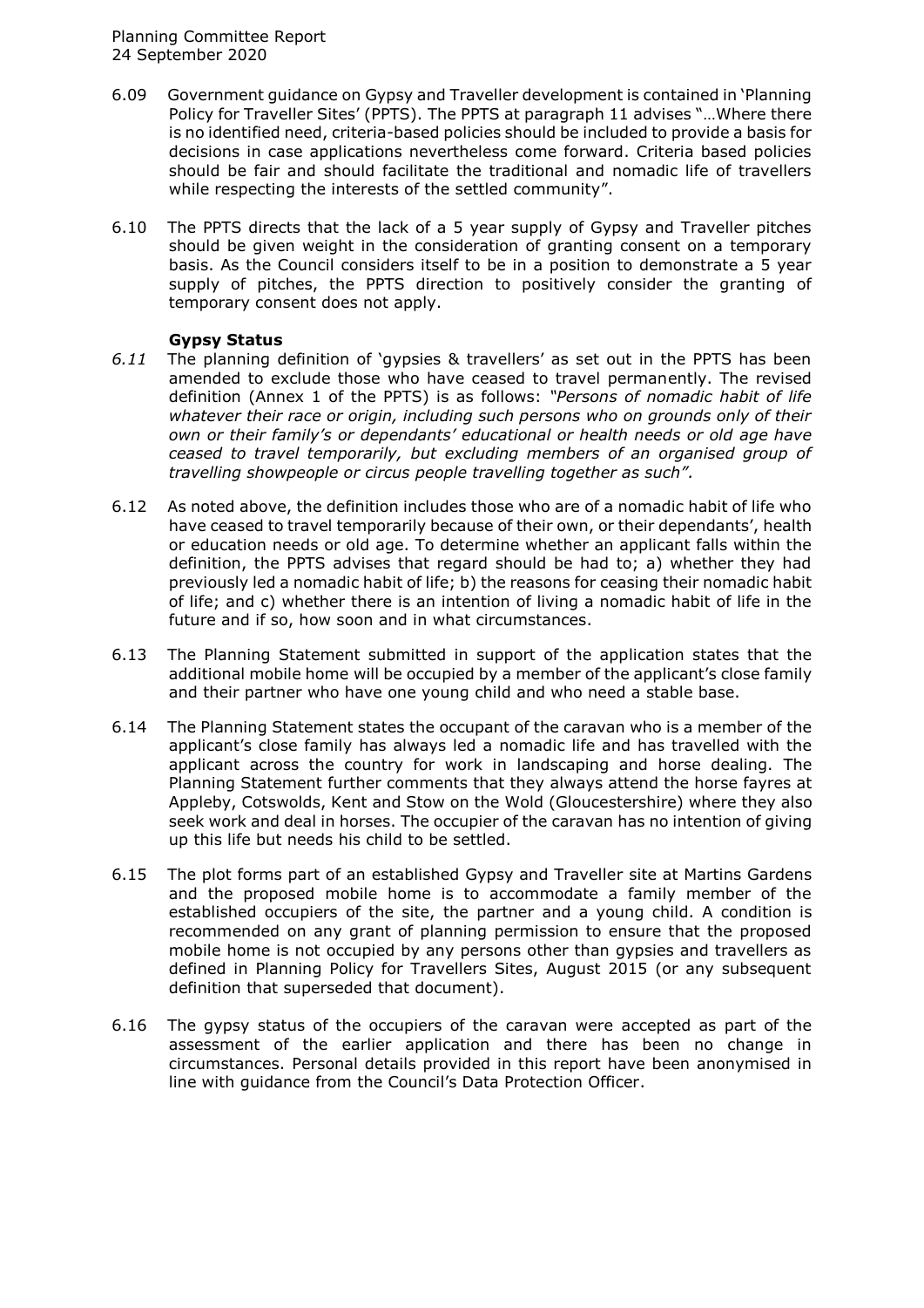6.09 Government guidance on Gypsy and Traveller development is contained in 'Planning Policy for Traveller Sites' (PPTS). The PPTS at paragraph 11 advises "…Where there is no identified need, criteria-based policies should be included to provide a basis for decisions in case applications nevertheless come forward. Criteria based policies should be fair and should facilitate the traditional and nomadic life of travellers while respecting the interests of the settled community".

6.10 The PPTS directs that the lack of a 5 year supply of Gypsy and Traveller pitches should be given weight in the consideration of granting consent on a temporary basis. As the Council considers itself to be in a position to demonstrate a 5 year supply of pitches, the PPTS direction to positively consider the granting of temporary consent does not apply.

**Gypsy Status**

*6.11* The planning definition of 'gypsies & travellers' as set out in the PPTS has been amended to exclude those who have ceased to travel permanently. The revised definition (Annex 1 of the PPTS) is as follows: *"Persons of nomadic habit of life whatever their race or origin, including such persons who on grounds only of their own or their family's or dependants' educational or health needs or old age have ceased to travel temporarily, but excluding members of an organised group of travelling showpeople or circus people travelling together as such".*

6.12 As noted above, the definition includes those who are of a nomadic habit of life who have ceased to travel temporarily because of their own, or their dependants', health or education needs or old age. To determine whether an applicant falls within the definition, the PPTS advises that regard should be had to; a) whether they had previously led a nomadic habit of life; b) the reasons for ceasing their nomadic habit of life; and c) whether there is an intention of living a nomadic habit of life in the future and if so, how soon and in what circumstances.

6.13 The Planning Statement submitted in support of the application states that the additional mobile home will be occupied by a member of the applicant's close family and their partner who have one young child and who need a stable base.

6.14 The Planning Statement states the occupant of the caravan who is a member of the applicant's close family has always led a nomadic life and has travelled with the applicant across the country for work in landscaping and horse dealing. The Planning Statement further comments that they always attend the horse fayres at Appleby, Cotswolds, Kent and Stow on the Wold (Gloucestershire) where they also seek work and deal in horses. The occupier of the caravan has no intention of giving up this life but needs his child to be settled.

6.15 The plot forms part of an established Gypsy and Traveller site at Martins Gardens and the proposed mobile home is to accommodate a family member of the established occupiers of the site, the partner and a young child. A condition is recommended on any grant of planning permission to ensure that the proposed mobile home is not occupied by any persons other than gypsies and travellers as defined in Planning Policy for Travellers Sites, August 2015 (or any subsequent definition that superseded that document).

6.16 The gypsy status of the occupiers of the caravan were accepted as part of the assessment of the earlier application and there has been no change in circumstances. Personal details provided in this report have been anonymised in line with guidance from the Council's Data Protection Officer.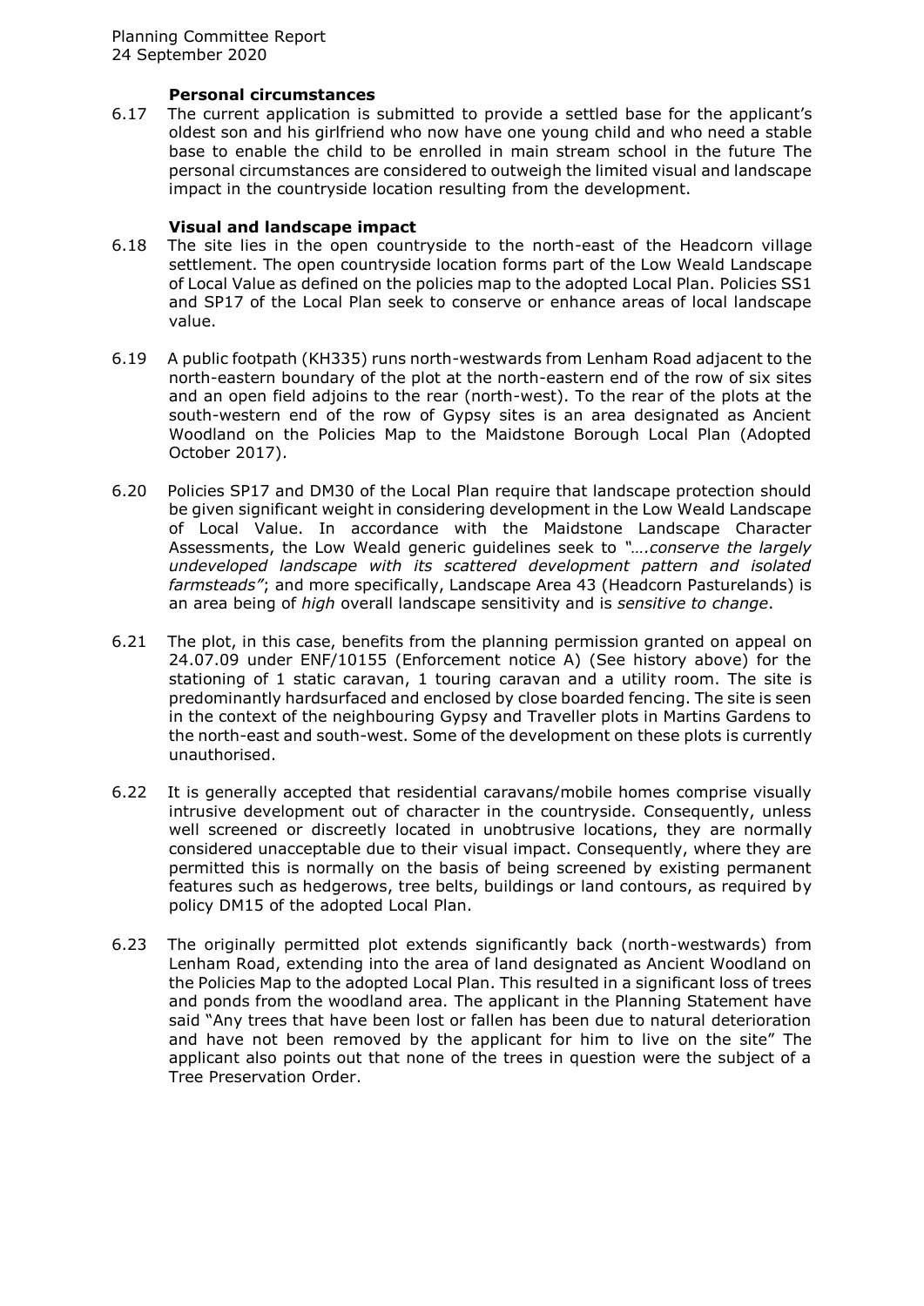**Personal circumstances**

6.17 The current application is submitted to provide a settled base for the applicant's oldest son and his girlfriend who now have one young child and who need a stable base to enable the child to be enrolled in main stream school in the future The personal circumstances are considered to outweigh the limited visual and landscape impact in the countryside location resulting from the development.

**Visual and landscape impact**

6.18 The site lies in the open countryside to the north-east of the Headcorn village settlement. The open countryside location forms part of the Low Weald Landscape of Local Value as defined on the policies map to the adopted Local Plan. Policies SS1 and SP17 of the Local Plan seek to conserve or enhance areas of local landscape value.

6.19 A public footpath (KH335) runs north-westwards from Lenham Road adjacent to the north-eastern boundary of the plot at the north-eastern end of the row of six sites and an open field adjoins to the rear (north-west). To the rear of the plots at the south-western end of the row of Gypsy sites is an area designated as Ancient Woodland on the Policies Map to the Maidstone Borough Local Plan (Adopted October 2017).

6.20 Policies SP17 and DM30 of the Local Plan require that landscape protection should be given significant weight in considering development in the Low Weald Landscape of Local Value. In accordance with the Maidstone Landscape Character Assessments, the Low Weald generic guidelines seek to *"….conserve the largely undeveloped landscape with its scattered development pattern and isolated farmsteads"*; and more specifically, Landscape Area 43 (Headcorn Pasturelands) is an area being of *high* overall landscape sensitivity and is *sensitive to change*.

6.21 The plot, in this case, benefits from the planning permission granted on appeal on 24.07.09 under ENF/10155 (Enforcement notice A) (See history above) for the stationing of 1 static caravan, 1 touring caravan and a utility room. The site is predominantly hardsurfaced and enclosed by close boarded fencing. The site is seen in the context of the neighbouring Gypsy and Traveller plots in Martins Gardens to the north-east and south-west. Some of the development on these plots is currently unauthorised.

6.22 It is generally accepted that residential caravans/mobile homes comprise visually intrusive development out of character in the countryside. Consequently, unless well screened or discreetly located in unobtrusive locations, they are normally considered unacceptable due to their visual impact. Consequently, where they are permitted this is normally on the basis of being screened by existing permanent features such as hedgerows, tree belts, buildings or land contours, as required by policy DM15 of the adopted Local Plan.

6.23 The originally permitted plot extends significantly back (north-westwards) from Lenham Road, extending into the area of land designated as Ancient Woodland on the Policies Map to the adopted Local Plan. This resulted in a significant loss of trees and ponds from the woodland area. The applicant in the Planning Statement have said "Any trees that have been lost or fallen has been due to natural deterioration and have not been removed by the applicant for him to live on the site" The applicant also points out that none of the trees in question were the subject of a Tree Preservation Order.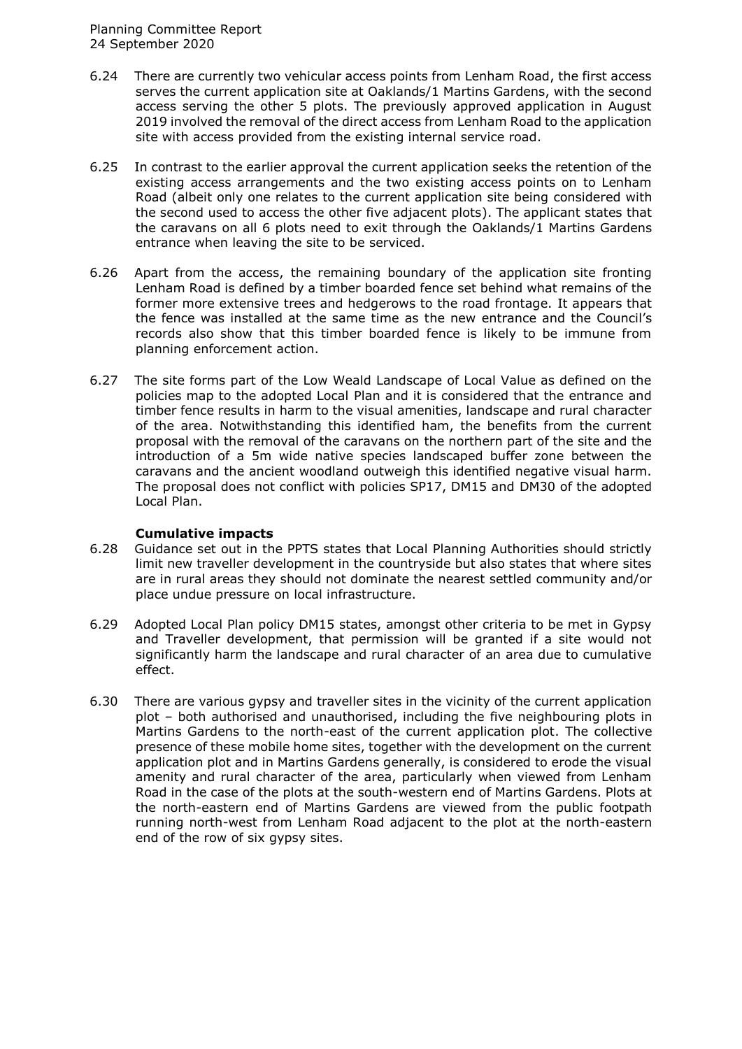6.24 There are currently two vehicular access points from Lenham Road, the first access serves the current application site at Oaklands/1 Martins Gardens, with the second access serving the other 5 plots. The previously approved application in August 2019 involved the removal of the direct access from Lenham Road to the application site with access provided from the existing internal service road.

6.25 In contrast to the earlier approval the current application seeks the retention of the existing access arrangements and the two existing access points on to Lenham Road (albeit only one relates to the current application site being considered with the second used to access the other five adjacent plots). The applicant states that the caravans on all 6 plots need to exit through the Oaklands/1 Martins Gardens entrance when leaving the site to be serviced.

6.26 Apart from the access, the remaining boundary of the application site fronting Lenham Road is defined by a timber boarded fence set behind what remains of the former more extensive trees and hedgerows to the road frontage. It appears that the fence was installed at the same time as the new entrance and the Council's records also show that this timber boarded fence is likely to be immune from planning enforcement action.

6.27 The site forms part of the Low Weald Landscape of Local Value as defined on the policies map to the adopted Local Plan and it is considered that the entrance and timber fence results in harm to the visual amenities, landscape and rural character of the area. Notwithstanding this identified ham, the benefits from the current proposal with the removal of the caravans on the northern part of the site and the introduction of a 5m wide native species landscaped buffer zone between the caravans and the ancient woodland outweigh this identified negative visual harm. The proposal does not conflict with policies SP17, DM15 and DM30 of the adopted Local Plan.

**Cumulative impacts**

6.28 Guidance set out in the PPTS states that Local Planning Authorities should strictly limit new traveller development in the countryside but also states that where sites are in rural areas they should not dominate the nearest settled community and/or place undue pressure on local infrastructure.

6.29 Adopted Local Plan policy DM15 states, amongst other criteria to be met in Gypsy and Traveller development, that permission will be granted if a site would not significantly harm the landscape and rural character of an area due to cumulative effect.

6.30 There are various gypsy and traveller sites in the vicinity of the current application plot – both authorised and unauthorised, including the five neighbouring plots in Martins Gardens to the north-east of the current application plot. The collective presence of these mobile home sites, together with the development on the current application plot and in Martins Gardens generally, is considered to erode the visual amenity and rural character of the area, particularly when viewed from Lenham Road in the case of the plots at the south-western end of Martins Gardens. Plots at the north-eastern end of Martins Gardens are viewed from the public footpath running north-west from Lenham Road adjacent to the plot at the north-eastern end of the row of six gypsy sites.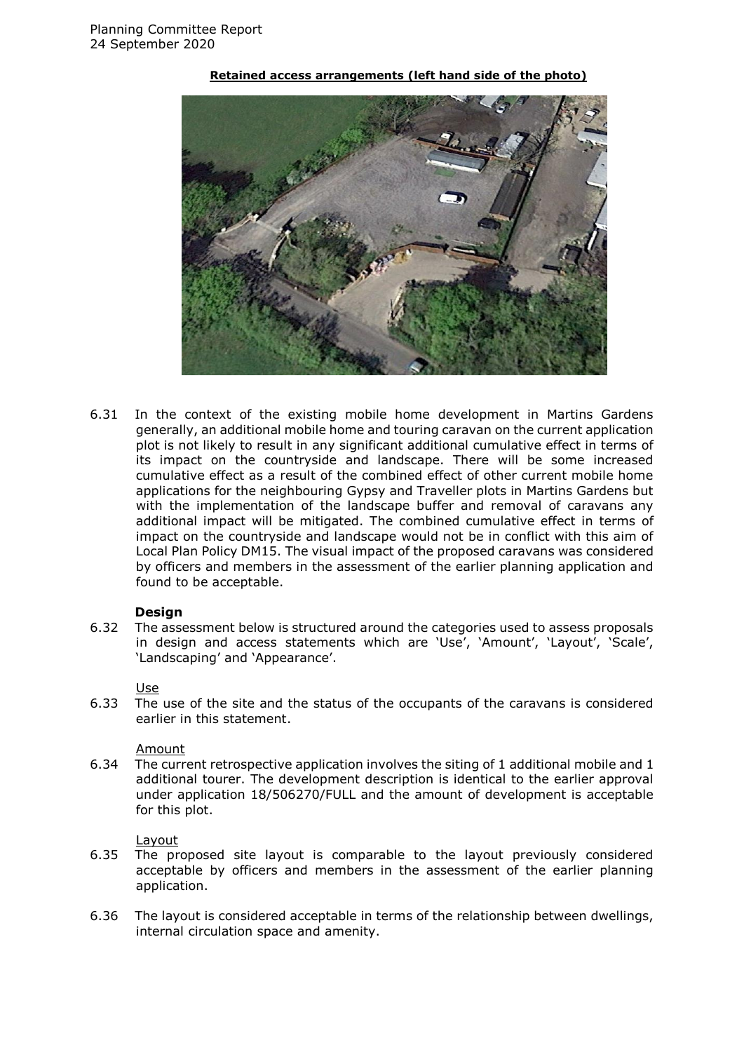**Retained access arrangements (left hand side of the photo)**

6.31 In the context of the existing mobile home development in Martins Gardens generally, an additional mobile home and touring caravan on the current application plot is not likely to result in any significant additional cumulative effect in terms of its impact on the countryside and landscape. There will be some increased cumulative effect as a result of the combined effect of other current mobile home applications for the neighbouring Gypsy and Traveller plots in Martins Gardens but with the implementation of the landscape buffer and removal of caravans any additional impact will be mitigated. The combined cumulative effect in terms of impact on the countryside and landscape would not be in conflict with this aim of Local Plan Policy DM15. The visual impact of the proposed caravans was considered by officers and members in the assessment of the earlier planning application and found to be acceptable.

### Design

6.32 The assessment below is structured around the categories used to assess proposals in design and access statements which are 'Use', 'Amount', 'Layout', 'Scale', 'Landscaping' and 'Appearance'.

Use

6.33 The use of the site and the status of the occupants of the caravans is considered earlier in this statement.

Amount

6.34 The current retrospective application involves the siting of 1 additional mobile and 1 additional tourer. The development description is identical to the earlier approval under application 18/506270/FULL and the amount of development is acceptable for this plot.

Layout

6.35 The proposed site layout is comparable to the layout previously considered acceptable by officers and members in the assessment of the earlier planning application.

6.36 The layout is considered acceptable in terms of the relationship between dwellings, internal circulation space and amenity.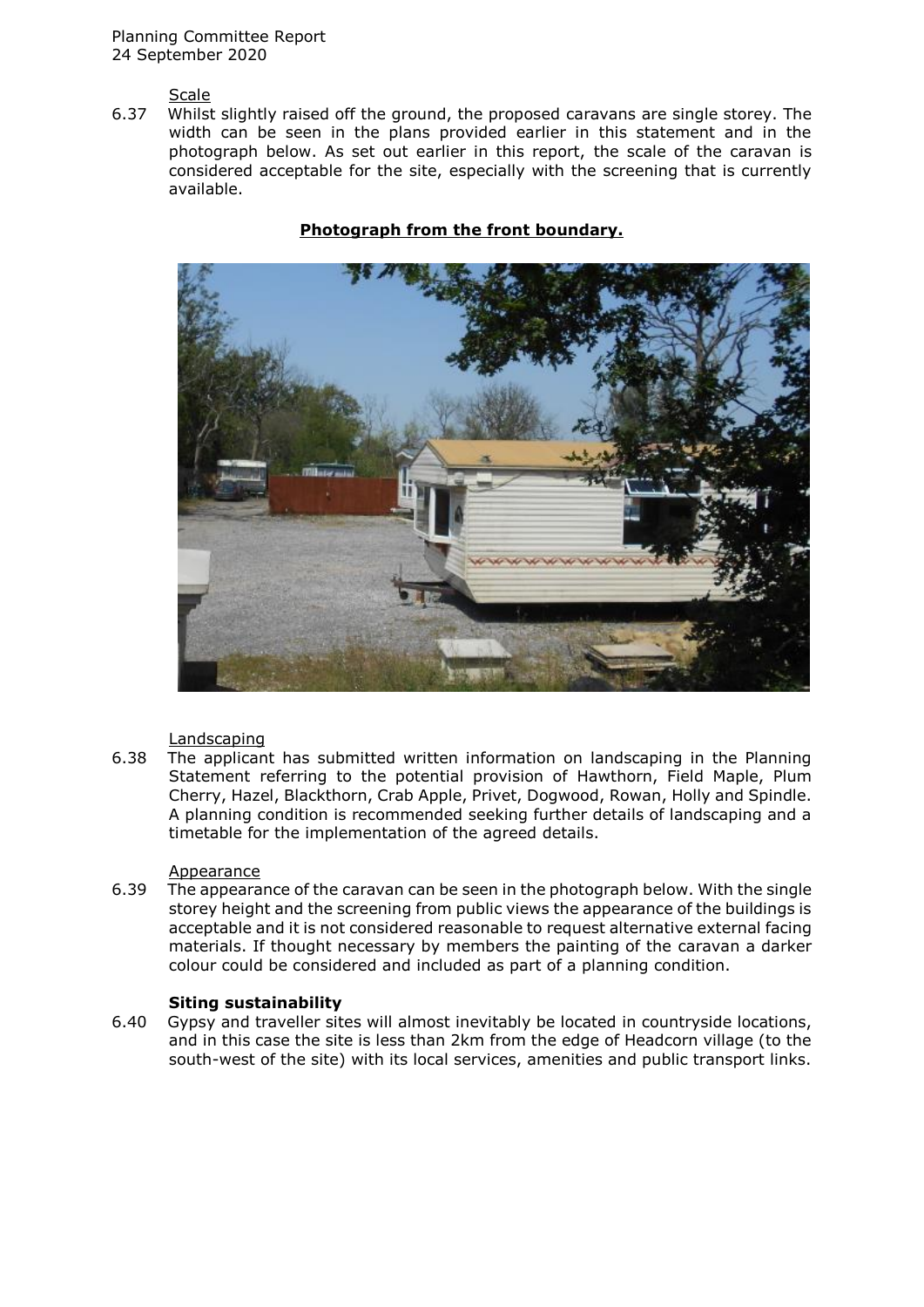Scale

6.37 Whilst slightly raised off the ground, the proposed caravans are single storey. The width can be seen in the plans provided earlier in this statement and in the photograph below. As set out earlier in this report, the scale of the caravan is considered acceptable for the site, especially with the screening that is currently available.

**Photograph from the front boundary.**

Landscaping

6.38 The applicant has submitted written information on landscaping in the Planning Statement referring to the potential provision of Hawthorn, Field Maple, Plum Cherry, Hazel, Blackthorn, Crab Apple, Privet, Dogwood, Rowan, Holly and Spindle. A planning condition is recommended seeking further details of landscaping and a timetable for the implementation of the agreed details.

Appearance

6.39 The appearance of the caravan can be seen in the photograph below. With the single storey height and the screening from public views the appearance of the buildings is acceptable and it is not considered reasonable to request alternative external facing materials. If thought necessary by members the painting of the caravan a darker colour could be considered and included as part of a planning condition.

**Siting sustainability**

6.40 Gypsy and traveller sites will almost inevitably be located in countryside locations, and in this case the site is less than 2km from the edge of Headcorn village (to the south-west of the site) with its local services, amenities and public transport links.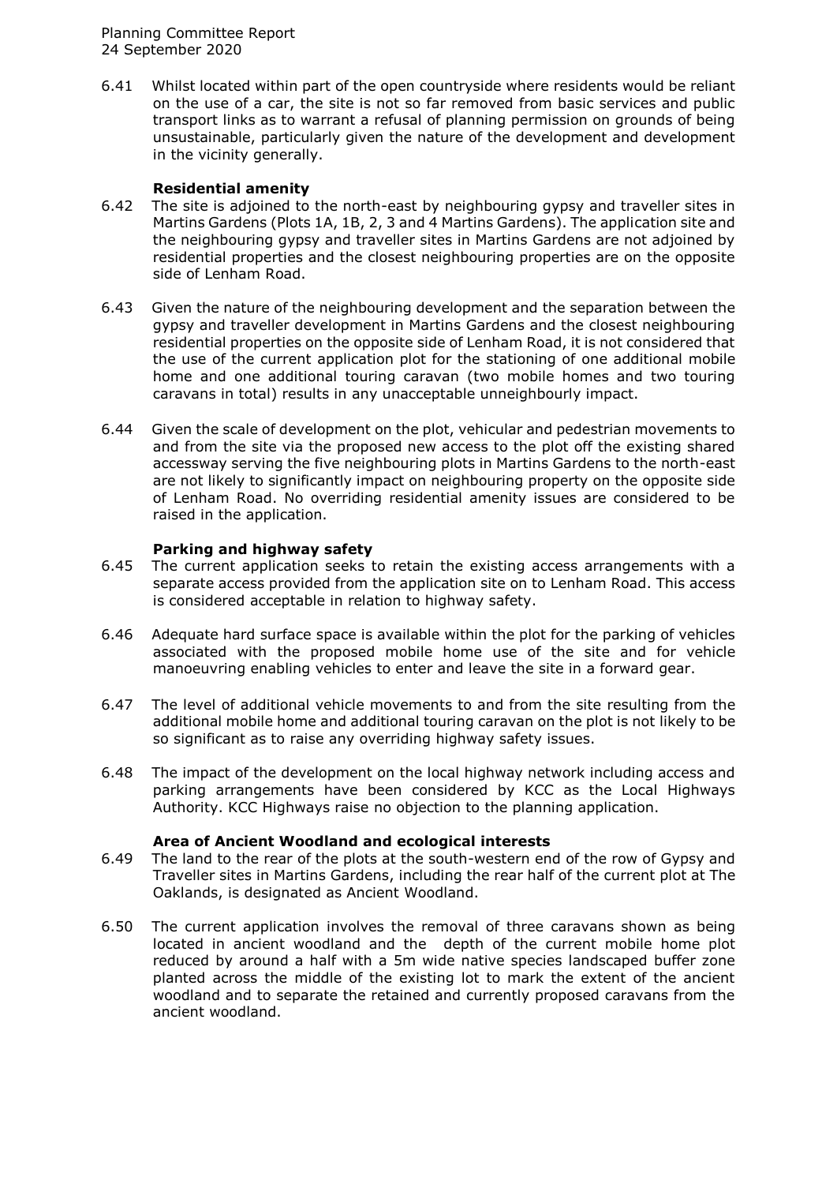6.41 Whilst located within part of the open countryside where residents would be reliant on the use of a car, the site is not so far removed from basic services and public transport links as to warrant a refusal of planning permission on grounds of being unsustainable, particularly given the nature of the development and development in the vicinity generally.

**Residential amenity**

6.42 The site is adjoined to the north-east by neighbouring gypsy and traveller sites in Martins Gardens (Plots 1A, 1B, 2, 3 and 4 Martins Gardens). The application site and the neighbouring gypsy and traveller sites in Martins Gardens are not adjoined by residential properties and the closest neighbouring properties are on the opposite side of Lenham Road.

6.43 Given the nature of the neighbouring development and the separation between the gypsy and traveller development in Martins Gardens and the closest neighbouring residential properties on the opposite side of Lenham Road, it is not considered that the use of the current application plot for the stationing of one additional mobile home and one additional touring caravan (two mobile homes and two touring caravans in total) results in any unacceptable unneighbourly impact.

6.44 Given the scale of development on the plot, vehicular and pedestrian movements to and from the site via the proposed new access to the plot off the existing shared accessway serving the five neighbouring plots in Martins Gardens to the north-east are not likely to significantly impact on neighbouring property on the opposite side of Lenham Road. No overriding residential amenity issues are considered to be raised in the application.

**Parking and highway safety**

6.45 The current application seeks to retain the existing access arrangements with a separate access provided from the application site on to Lenham Road. This access is considered acceptable in relation to highway safety.

6.46 Adequate hard surface space is available within the plot for the parking of vehicles associated with the proposed mobile home use of the site and for vehicle manoeuvring enabling vehicles to enter and leave the site in a forward gear.

6.47 The level of additional vehicle movements to and from the site resulting from the additional mobile home and additional touring caravan on the plot is not likely to be so significant as to raise any overriding highway safety issues.

6.48 The impact of the development on the local highway network including access and parking arrangements have been considered by KCC as the Local Highways Authority. KCC Highways raise no objection to the planning application.

**Area of Ancient Woodland and ecological interests**

6.49 The land to the rear of the plots at the south-western end of the row of Gypsy and Traveller sites in Martins Gardens, including the rear half of the current plot at The Oaklands, is designated as Ancient Woodland.

6.50 The current application involves the removal of three caravans shown as being located in ancient woodland and the depth of the current mobile home plot reduced by around a half with a 5m wide native species landscaped buffer zone planted across the middle of the existing lot to mark the extent of the ancient woodland and to separate the retained and currently proposed caravans from the ancient woodland.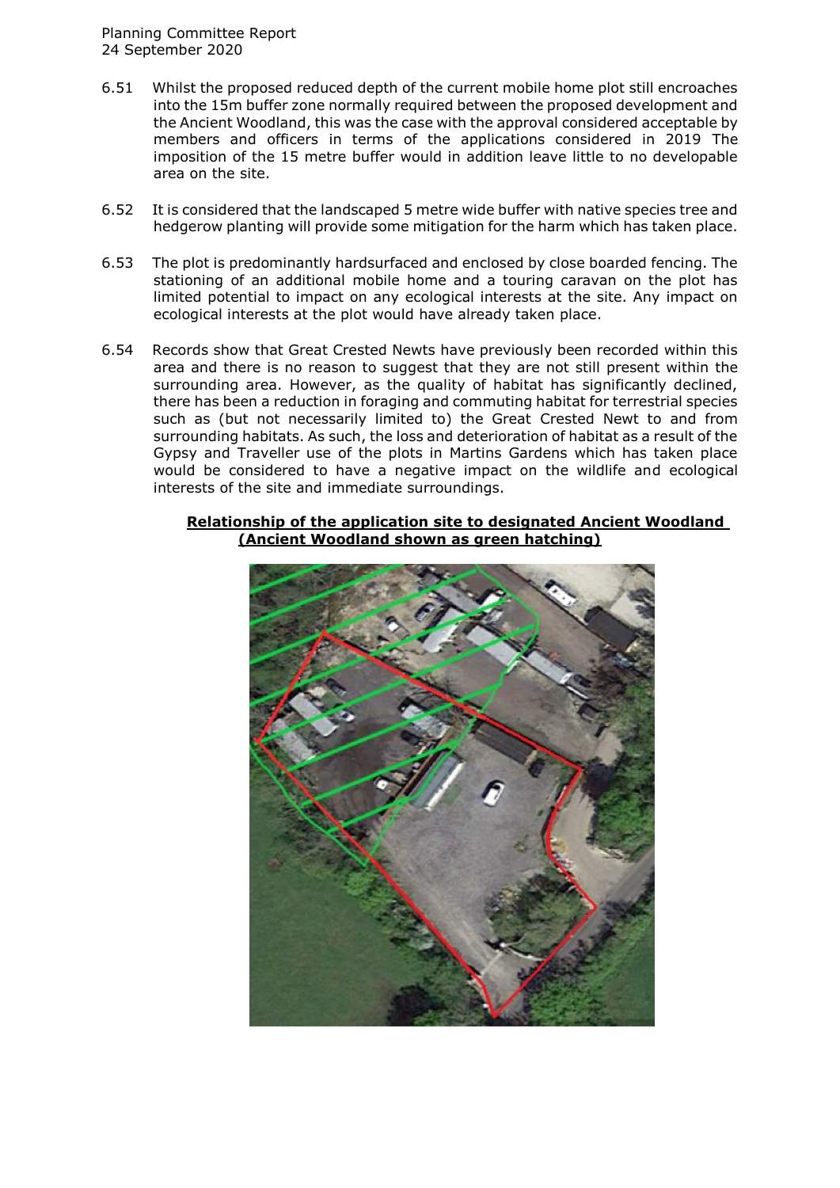6.51 Whilst the proposed reduced depth of the current mobile home plot still encroaches into the 15m buffer zone normally required between the proposed development and the Ancient Woodland, this was the case with the approval considered acceptable by members and officers in terms of the applications considered in 2019 The imposition of the 15 metre buffer would in addition leave little to no developable area on the site.

6.52 It is considered that the landscaped 5 metre wide buffer with native species tree and hedgerow planting will provide some mitigation for the harm which has taken place.

6.53 The plot is predominantly hardsurfaced and enclosed by close boarded fencing. The stationing of an additional mobile home and a touring caravan on the plot has limited potential to impact on any ecological interests at the site. Any impact on ecological interests at the plot would have already taken place.

6.54 Records show that Great Crested Newts have previously been recorded within this area and there is no reason to suggest that they are not still present within the surrounding area. However, as the quality of habitat has significantly declined, there has been a reduction in foraging and commuting habitat for terrestrial species such as (but not necessarily limited to) the Great Crested Newt to and from surrounding habitats. As such, the loss and deterioration of habitat as a result of the Gypsy and Traveller use of the plots in Martins Gardens which has taken place would be considered to have a negative impact on the wildlife and ecological interests of the site and immediate surroundings.

**Relationship of the application site to designated Ancient Woodland (Ancient Woodland shown as green hatching)**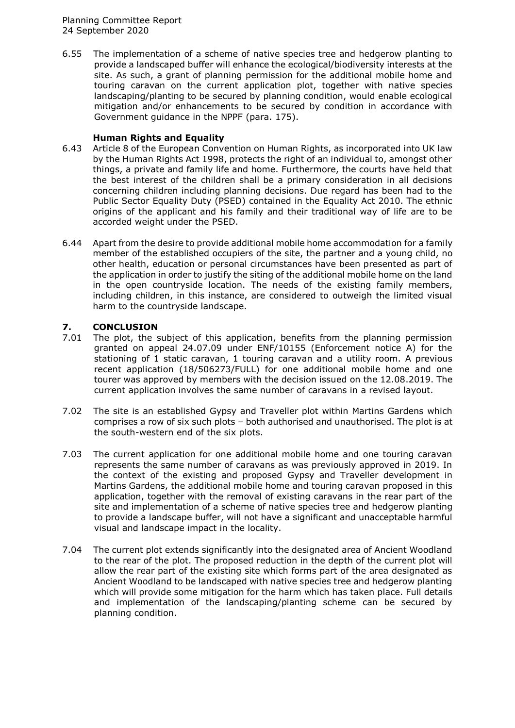6.55 The implementation of a scheme of native species tree and hedgerow planting to provide a landscaped buffer will enhance the ecological/biodiversity interests at the site. As such, a grant of planning permission for the additional mobile home and touring caravan on the current application plot, together with native species landscaping/planting to be secured by planning condition, would enable ecological mitigation and/or enhancements to be secured by condition in accordance with Government guidance in the NPPF (para. 175).

**Human Rights and Equality**

6.43 Article 8 of the European Convention on Human Rights, as incorporated into UK law by the Human Rights Act 1998, protects the right of an individual to, amongst other things, a private and family life and home. Furthermore, the courts have held that the best interest of the children shall be a primary consideration in all decisions concerning children including planning decisions. Due regard has been had to the Public Sector Equality Duty (PSED) contained in the Equality Act 2010. The ethnic origins of the applicant and his family and their traditional way of life are to be accorded weight under the PSED.

6.44 Apart from the desire to provide additional mobile home accommodation for a family member of the established occupiers of the site, the partner and a young child, no other health, education or personal circumstances have been presented as part of the application in order to justify the siting of the additional mobile home on the land in the open countryside location. The needs of the existing family members, including children, in this instance, are considered to outweigh the limited visual harm to the countryside landscape.

## 7. CONCLUSION

7.01 The plot, the subject of this application, benefits from the planning permission granted on appeal 24.07.09 under ENF/10155 (Enforcement notice A) for the stationing of 1 static caravan, 1 touring caravan and a utility room. A previous recent application (18/506273/FULL) for one additional mobile home and one tourer was approved by members with the decision issued on the 12.08.2019. The current application involves the same number of caravans in a revised layout.

7.02 The site is an established Gypsy and Traveller plot within Martins Gardens which comprises a row of six such plots – both authorised and unauthorised. The plot is at the south-western end of the six plots.

7.03 The current application for one additional mobile home and one touring caravan represents the same number of caravans as was previously approved in 2019. In the context of the existing and proposed Gypsy and Traveller development in Martins Gardens, the additional mobile home and touring caravan proposed in this application, together with the removal of existing caravans in the rear part of the site and implementation of a scheme of native species tree and hedgerow planting to provide a landscape buffer, will not have a significant and unacceptable harmful visual and landscape impact in the locality.

7.04 The current plot extends significantly into the designated area of Ancient Woodland to the rear of the plot. The proposed reduction in the depth of the current plot will allow the rear part of the existing site which forms part of the area designated as Ancient Woodland to be landscaped with native species tree and hedgerow planting which will provide some mitigation for the harm which has taken place. Full details and implementation of the landscaping/planting scheme can be secured by planning condition.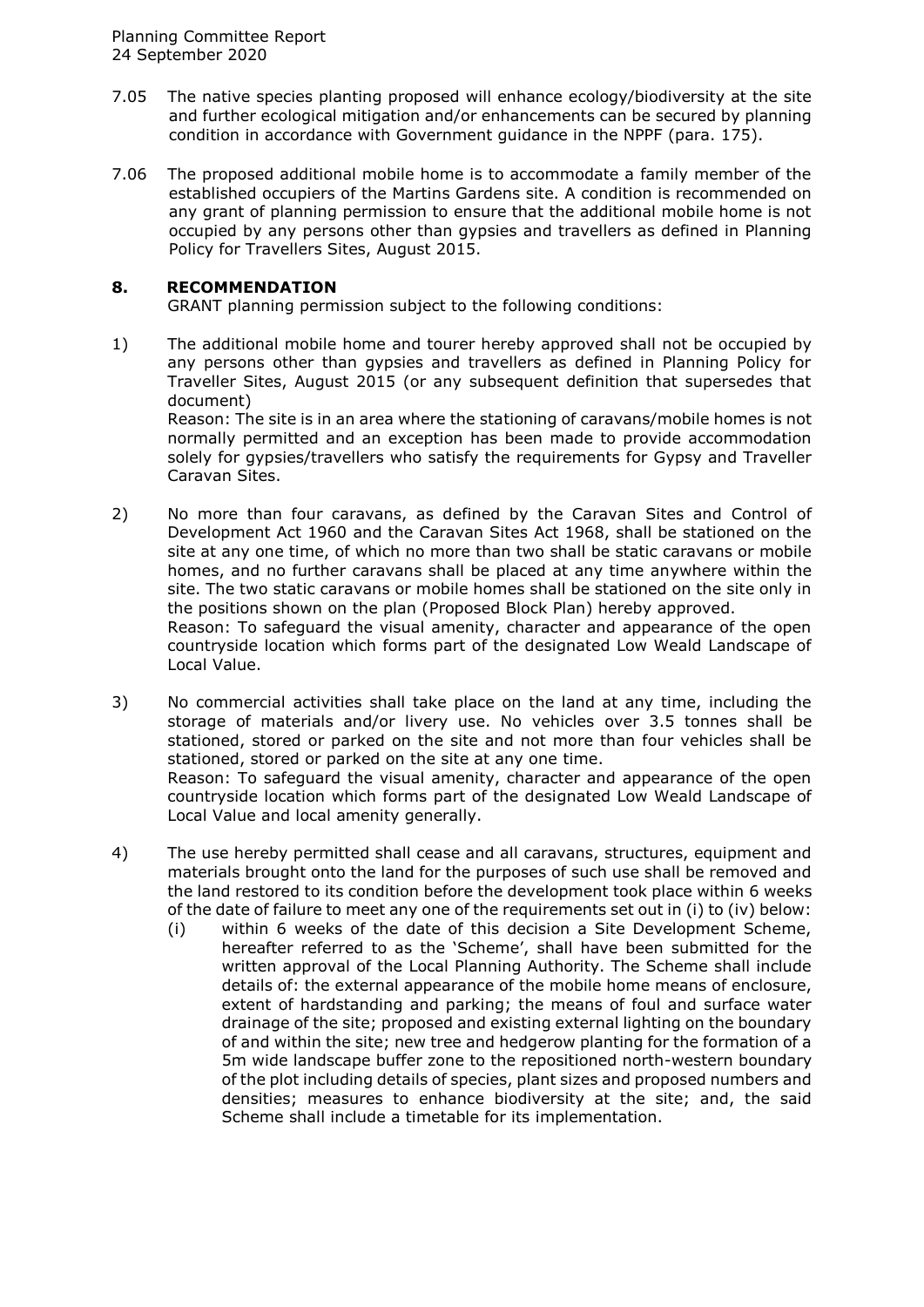7.05 The native species planting proposed will enhance ecology/biodiversity at the site and further ecological mitigation and/or enhancements can be secured by planning condition in accordance with Government guidance in the NPPF (para. 175).

7.06 The proposed additional mobile home is to accommodate a family member of the established occupiers of the Martins Gardens site. A condition is recommended on any grant of planning permission to ensure that the additional mobile home is not occupied by any persons other than gypsies and travellers as defined in Planning Policy for Travellers Sites, August 2015.

## 8. RECOMMENDATION

GRANT planning permission subject to the following conditions:

1) The additional mobile home and tourer hereby approved shall not be occupied by any persons other than gypsies and travellers as defined in Planning Policy for Traveller Sites, August 2015 (or any subsequent definition that supersedes that document)
Reason: The site is in an area where the stationing of caravans/mobile homes is not normally permitted and an exception has been made to provide accommodation solely for gypsies/travellers who satisfy the requirements for Gypsy and Traveller Caravan Sites.

2) No more than four caravans, as defined by the Caravan Sites and Control of Development Act 1960 and the Caravan Sites Act 1968, shall be stationed on the site at any one time, of which no more than two shall be static caravans or mobile homes, and no further caravans shall be placed at any time anywhere within the site. The two static caravans or mobile homes shall be stationed on the site only in the positions shown on the plan (Proposed Block Plan) hereby approved.
Reason: To safeguard the visual amenity, character and appearance of the open countryside location which forms part of the designated Low Weald Landscape of Local Value.

3) No commercial activities shall take place on the land at any time, including the storage of materials and/or livery use. No vehicles over 3.5 tonnes shall be stationed, stored or parked on the site and not more than four vehicles shall be stationed, stored or parked on the site at any one time.
Reason: To safeguard the visual amenity, character and appearance of the open countryside location which forms part of the designated Low Weald Landscape of Local Value and local amenity generally.

4) The use hereby permitted shall cease and all caravans, structures, equipment and materials brought onto the land for the purposes of such use shall be removed and the land restored to its condition before the development took place within 6 weeks of the date of failure to meet any one of the requirements set out in (i) to (iv) below:
   (i) within 6 weeks of the date of this decision a Site Development Scheme, hereafter referred to as the 'Scheme', shall have been submitted for the written approval of the Local Planning Authority. The Scheme shall include details of: the external appearance of the mobile home means of enclosure, extent of hardstanding and parking; the means of foul and surface water drainage of the site; proposed and existing external lighting on the boundary of and within the site; new tree and hedgerow planting for the formation of a 5m wide landscape buffer zone to the repositioned north-western boundary of the plot including details of species, plant sizes and proposed numbers and densities; measures to enhance biodiversity at the site; and, the said Scheme shall include a timetable for its implementation.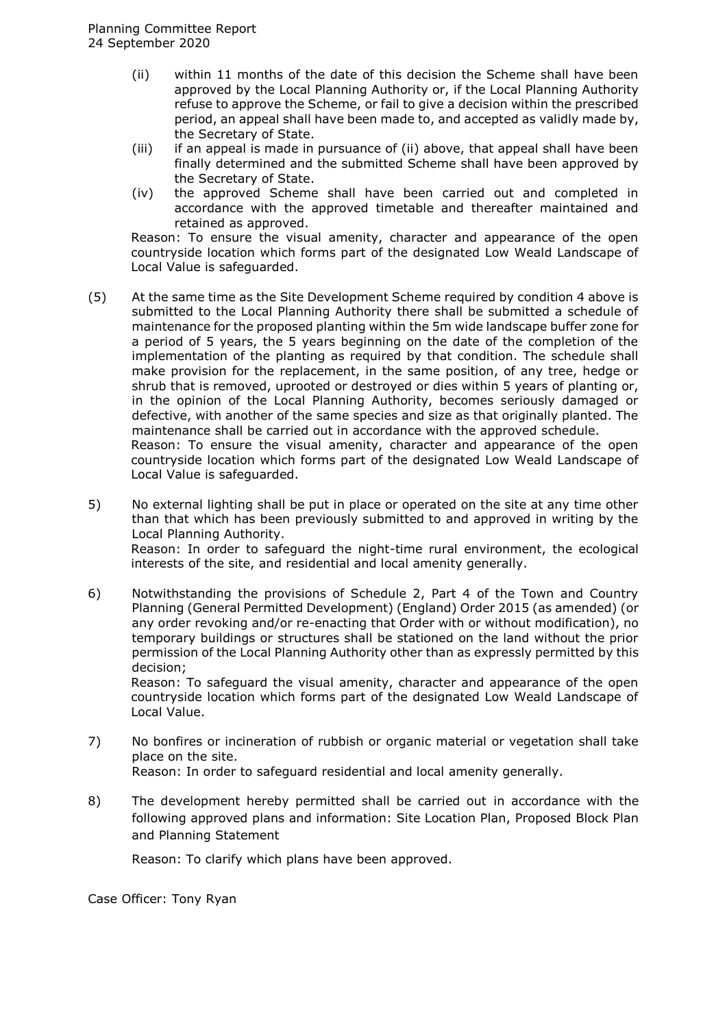(ii) within 11 months of the date of this decision the Scheme shall have been approved by the Local Planning Authority or, if the Local Planning Authority refuse to approve the Scheme, or fail to give a decision within the prescribed period, an appeal shall have been made to, and accepted as validly made by, the Secretary of State.

(iii) if an appeal is made in pursuance of (ii) above, that appeal shall have been finally determined and the submitted Scheme shall have been approved by the Secretary of State.

(iv) the approved Scheme shall have been carried out and completed in accordance with the approved timetable and thereafter maintained and retained as approved.

Reason: To ensure the visual amenity, character and appearance of the open countryside location which forms part of the designated Low Weald Landscape of Local Value is safeguarded.

(5) At the same time as the Site Development Scheme required by condition 4 above is submitted to the Local Planning Authority there shall be submitted a schedule of maintenance for the proposed planting within the 5m wide landscape buffer zone for a period of 5 years, the 5 years beginning on the date of the completion of the implementation of the planting as required by that condition. The schedule shall make provision for the replacement, in the same position, of any tree, hedge or shrub that is removed, uprooted or destroyed or dies within 5 years of planting or, in the opinion of the Local Planning Authority, becomes seriously damaged or defective, with another of the same species and size as that originally planted. The maintenance shall be carried out in accordance with the approved schedule.

Reason: To ensure the visual amenity, character and appearance of the open countryside location which forms part of the designated Low Weald Landscape of Local Value is safeguarded.

5) No external lighting shall be put in place or operated on the site at any time other than that which has been previously submitted to and approved in writing by the Local Planning Authority.

Reason: In order to safeguard the night-time rural environment, the ecological interests of the site, and residential and local amenity generally.

6) Notwithstanding the provisions of Schedule 2, Part 4 of the Town and Country Planning (General Permitted Development) (England) Order 2015 (as amended) (or any order revoking and/or re-enacting that Order with or without modification), no temporary buildings or structures shall be stationed on the land without the prior permission of the Local Planning Authority other than as expressly permitted by this decision;

Reason: To safeguard the visual amenity, character and appearance of the open countryside location which forms part of the designated Low Weald Landscape of Local Value.

7) No bonfires or incineration of rubbish or organic material or vegetation shall take place on the site.

Reason: In order to safeguard residential and local amenity generally.

8) The development hereby permitted shall be carried out in accordance with the following approved plans and information: Site Location Plan, Proposed Block Plan and Planning Statement

Reason: To clarify which plans have been approved.

Case Officer: Tony Ryan